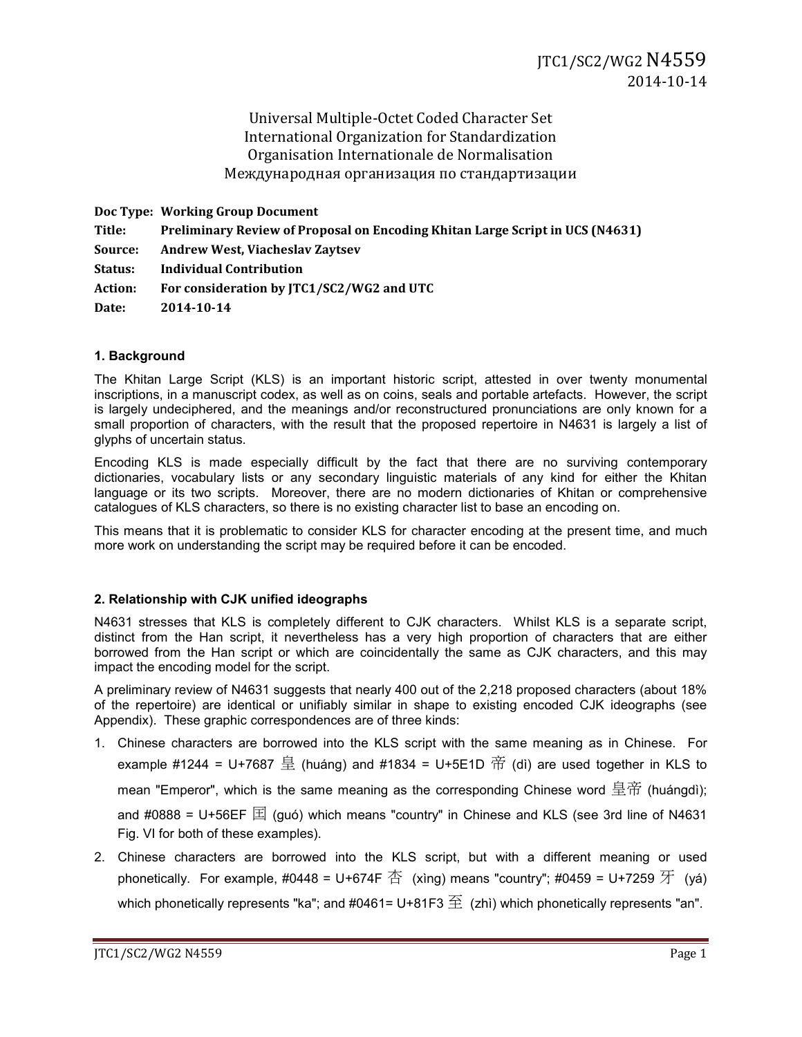JTC1/SC2/WG2 N4559
2014-10-14

Universal Multiple-Octet Coded Character Set
International Organization for Standardization
Organisation Internationale de Normalisation
Международная организация по стандартизации

**Doc Type: Working Group Document**
**Title: Preliminary Review of Proposal on Encoding Khitan Large Script in UCS (N4631)**
**Source: Andrew West, Viacheslav Zaytsev**
**Status: Individual Contribution**
**Action: For consideration by JTC1/SC2/WG2 and UTC**
**Date: 2014-10-14**

## 1. Background

The Khitan Large Script (KLS) is an important historic script, attested in over twenty monumental inscriptions, in a manuscript codex, as well as on coins, seals and portable artefacts. However, the script is largely undeciphered, and the meanings and/or reconstructed pronunciations are only known for a small proportion of characters, with the result that the proposed repertoire in N4631 is largely a list of glyphs of uncertain status.

Encoding KLS is made especially difficult by the fact that there are no surviving contemporary dictionaries, vocabulary lists or any secondary linguistic materials of any kind for either the Khitan language or its two scripts. Moreover, there are no modern dictionaries of Khitan or comprehensive catalogues of KLS characters, so there is no existing character list to base an encoding on.

This means that it is problematic to consider KLS for character encoding at the present time, and much more work on understanding the script may be required before it can be encoded.

## 2. Relationship with CJK unified ideographs

N4631 stresses that KLS is completely different to CJK characters. Whilst KLS is a separate script, distinct from the Han script, it nevertheless has a very high proportion of characters that are either borrowed from the Han script or which are coincidentally the same as CJK characters, and this may impact the encoding model for the script.

A preliminary review of N4631 suggests that nearly 400 out of the 2,218 proposed characters (about 18% of the repertoire) are identical or unifiably similar in shape to existing encoded CJK ideographs (see Appendix). These graphic correspondences are of three kinds:

1. Chinese characters are borrowed into the KLS script with the same meaning as in Chinese. For example #1244 = U+7687 皇 (huáng) and #1834 = U+5E1D 帝 (dì) are used together in KLS to mean "Emperor", which is the same meaning as the corresponding Chinese word 皇帝 (huángdì); and #0888 = U+56EF 国 (guó) which means "country" in Chinese and KLS (see 3rd line of N4631 Fig. VI for both of these examples).
2. Chinese characters are borrowed into the KLS script, but with a different meaning or used phonetically. For example, #0448 = U+674F 杏 (xìng) means "country"; #0459 = U+7259 牙 (yá) which phonetically represents "ka"; and #0461= U+81F3 至 (zhì) which phonetically represents "an".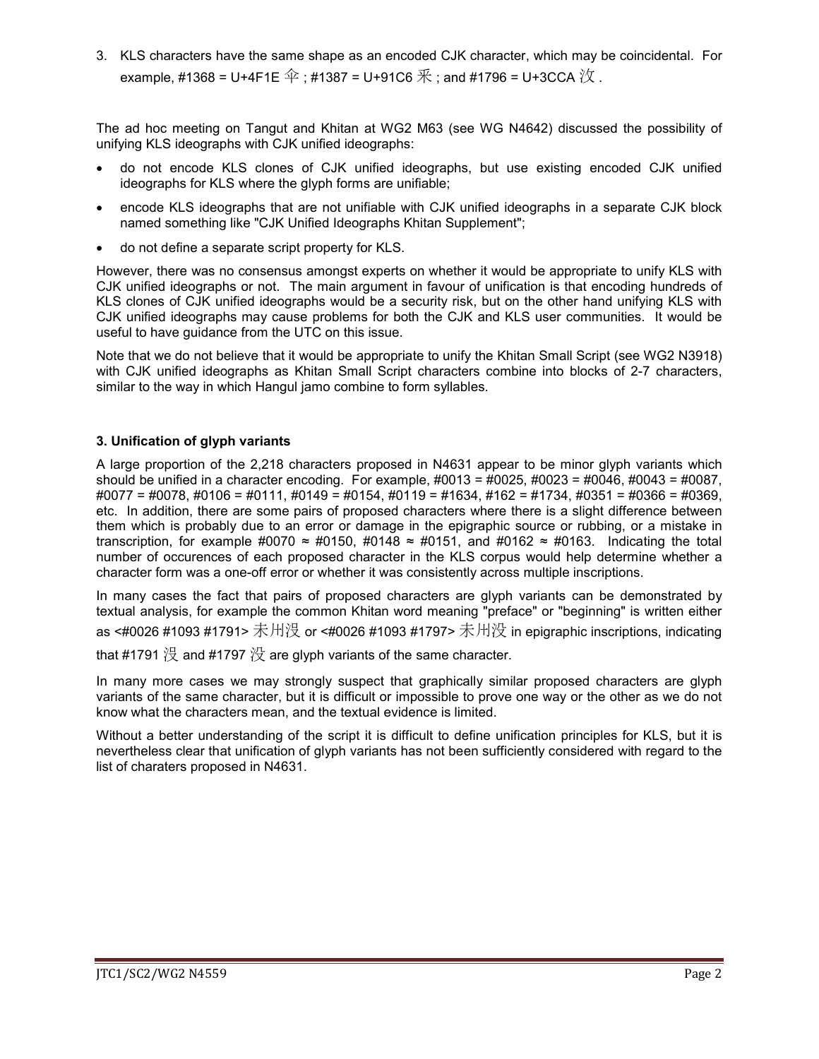3. KLS characters have the same shape as an encoded CJK character, which may be coincidental. For example, #1368 = U+4F1E 伞 ; #1387 = U+91C6 釆 ; and #1796 = U+3CCA 㳊 .

The ad hoc meeting on Tangut and Khitan at WG2 M63 (see WG N4642) discussed the possibility of unifying KLS ideographs with CJK unified ideographs:

- do not encode KLS clones of CJK unified ideographs, but use existing encoded CJK unified ideographs for KLS where the glyph forms are unifiable;
- encode KLS ideographs that are not unifiable with CJK unified ideographs in a separate CJK block named something like "CJK Unified Ideographs Khitan Supplement";
- do not define a separate script property for KLS.

However, there was no consensus amongst experts on whether it would be appropriate to unify KLS with CJK unified ideographs or not. The main argument in favour of unification is that encoding hundreds of KLS clones of CJK unified ideographs would be a security risk, but on the other hand unifying KLS with CJK unified ideographs may cause problems for both the CJK and KLS user communities. It would be useful to have guidance from the UTC on this issue.

Note that we do not believe that it would be appropriate to unify the Khitan Small Script (see WG2 N3918) with CJK unified ideographs as Khitan Small Script characters combine into blocks of 2-7 characters, similar to the way in which Hangul jamo combine to form syllables.

### 3. Unification of glyph variants

A large proportion of the 2,218 characters proposed in N4631 appear to be minor glyph variants which should be unified in a character encoding. For example, #0013 = #0025, #0023 = #0046, #0043 = #0087, #0077 = #0078, #0106 = #0111, #0149 = #0154, #0119 = #1634, #162 = #1734, #0351 = #0366 = #0369, etc. In addition, there are some pairs of proposed characters where there is a slight difference between them which is probably due to an error or damage in the epigraphic source or rubbing, or a mistake in transcription, for example #0070 ≈ #0150, #0148 ≈ #0151, and #0162 ≈ #0163. Indicating the total number of occurences of each proposed character in the KLS corpus would help determine whether a character form was a one-off error or whether it was consistently across multiple inscriptions.

In many cases the fact that pairs of proposed characters are glyph variants can be demonstrated by textual analysis, for example the common Khitan word meaning "preface" or "beginning" is written either as <#0026 #1093 #1791> 未用㳌 or <#0026 #1093 #1797> 未用没 in epigraphic inscriptions, indicating that #1791 㳌 and #1797 没 are glyph variants of the same character.

In many more cases we may strongly suspect that graphically similar proposed characters are glyph variants of the same character, but it is difficult or impossible to prove one way or the other as we do not know what the characters mean, and the textual evidence is limited.

Without a better understanding of the script it is difficult to define unification principles for KLS, but it is nevertheless clear that unification of glyph variants has not been sufficiently considered with regard to the list of charaters proposed in N4631.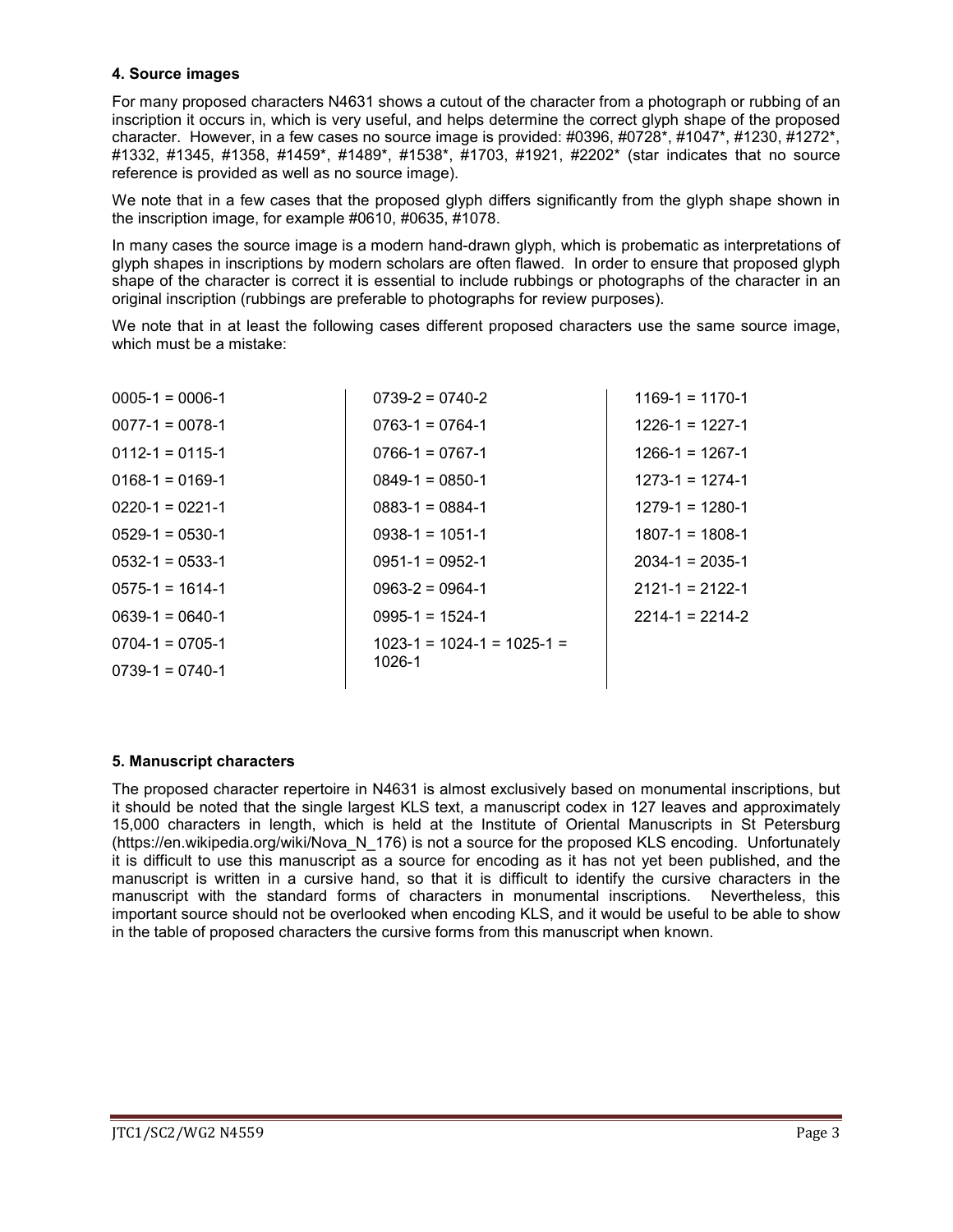### 4. Source images

For many proposed characters N4631 shows a cutout of the character from a photograph or rubbing of an inscription it occurs in, which is very useful, and helps determine the correct glyph shape of the proposed character. However, in a few cases no source image is provided: #0396, #0728*, #1047*, #1230, #1272*, #1332, #1345, #1358, #1459*, #1489*, #1538*, #1703, #1921, #2202* (star indicates that no source reference is provided as well as no source image).

We note that in a few cases that the proposed glyph differs significantly from the glyph shape shown in the inscription image, for example #0610, #0635, #1078.

In many cases the source image is a modern hand-drawn glyph, which is probematic as interpretations of glyph shapes in inscriptions by modern scholars are often flawed. In order to ensure that proposed glyph shape of the character is correct it is essential to include rubbings or photographs of the character in an original inscription (rubbings are preferable to photographs for review purposes).

We note that in at least the following cases different proposed characters use the same source image, which must be a mistake:

| | | |
|---|---|---|
| 0005-1 = 0006-1 | 0739-2 = 0740-2 | 1169-1 = 1170-1 |
| 0077-1 = 0078-1 | 0763-1 = 0764-1 | 1226-1 = 1227-1 |
| 0112-1 = 0115-1 | 0766-1 = 0767-1 | 1266-1 = 1267-1 |
| 0168-1 = 0169-1 | 0849-1 = 0850-1 | 1273-1 = 1274-1 |
| 0220-1 = 0221-1 | 0883-1 = 0884-1 | 1279-1 = 1280-1 |
| 0529-1 = 0530-1 | 0938-1 = 1051-1 | 1807-1 = 1808-1 |
| 0532-1 = 0533-1 | 0951-1 = 0952-1 | 2034-1 = 2035-1 |
| 0575-1 = 1614-1 | 0963-2 = 0964-1 | 2121-1 = 2122-1 |
| 0639-1 = 0640-1 | 0995-1 = 1524-1 | 2214-1 = 2214-2 |
| 0704-1 = 0705-1 | 1023-1 = 1024-1 = 1025-1 = 1026-1 | |
| 0739-1 = 0740-1 | | |

### 5. Manuscript characters

The proposed character repertoire in N4631 is almost exclusively based on monumental inscriptions, but it should be noted that the single largest KLS text, a manuscript codex in 127 leaves and approximately 15,000 characters in length, which is held at the Institute of Oriental Manuscripts in St Petersburg (https://en.wikipedia.org/wiki/Nova_N_176) is not a source for the proposed KLS encoding. Unfortunately it is difficult to use this manuscript as a source for encoding as it has not yet been published, and the manuscript is written in a cursive hand, so that it is difficult to identify the cursive characters in the manuscript with the standard forms of characters in monumental inscriptions. Nevertheless, this important source should not be overlooked when encoding KLS, and it would be useful to be able to show in the table of proposed characters the cursive forms from this manuscript when known.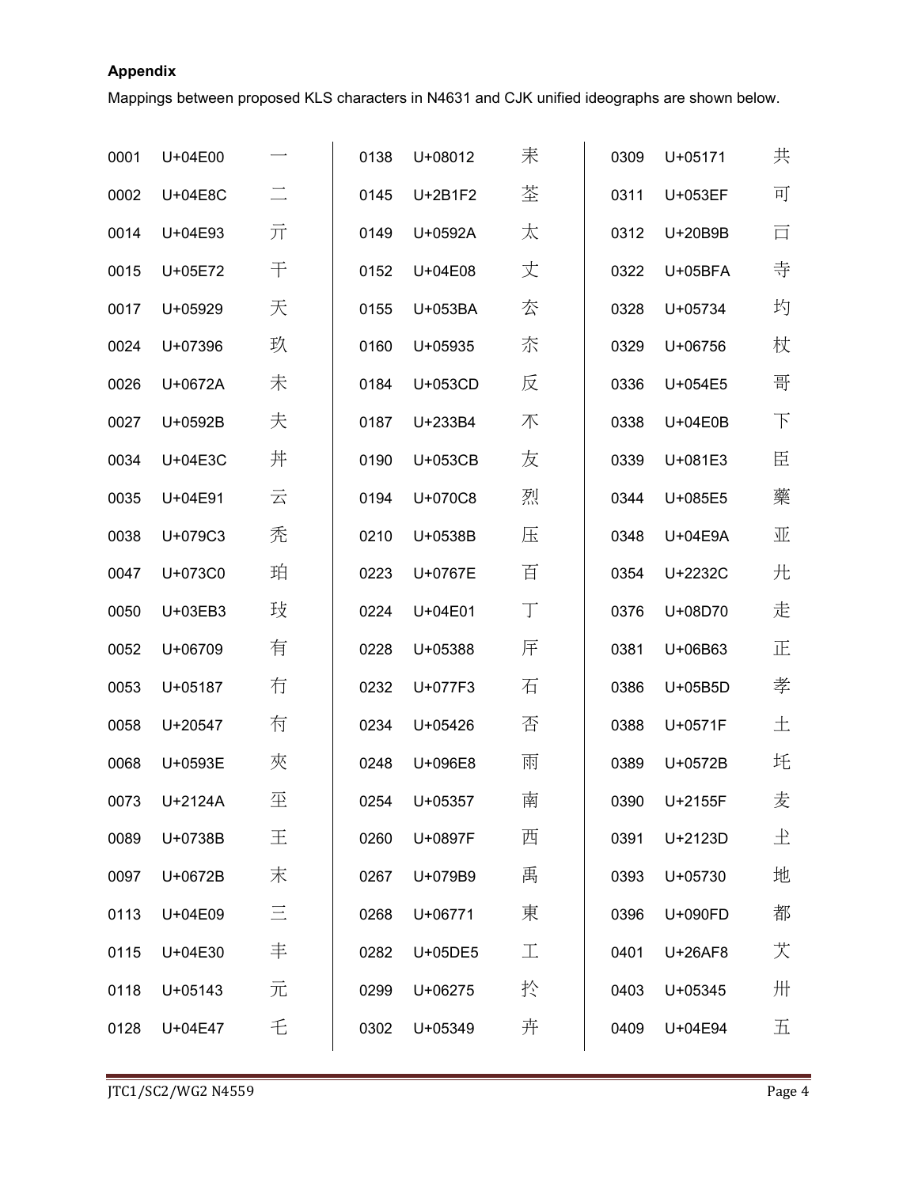**Appendix**

Mappings between proposed KLS characters in N4631 and CJK unified ideographs are shown below.

| | | | | | | | | |
|---|---|---|---|---|---|---|---|---|
| 0001 | U+04E00 | 一 | 0138 | U+08012 | 耒 | 0309 | U+05171 | 共 |
| 0002 | U+04E8C | 二 | 0145 | U+2B1F2 | 苤 | 0311 | U+053EF | 可 |
| 0014 | U+04E93 | 亓 | 0149 | U+0592A | 太 | 0312 | U+20B9B | 𠮛 |
| 0015 | U+05E72 | 干 | 0152 | U+04E08 | 丈 | 0322 | U+05BFA | 寺 |
| 0017 | U+05929 | 天 | 0155 | U+053BA | 厺 | 0328 | U+05734 | 均 |
| 0024 | U+07396 | 玖 | 0160 | U+05935 | 夵 | 0329 | U+06756 | 杖 |
| 0026 | U+0672A | 未 | 0184 | U+053CD | 反 | 0336 | U+054E5 | 哥 |
| 0027 | U+0592B | 夫 | 0187 | U+233B4 | 𣎴 | 0338 | U+04E0B | 下 |
| 0034 | U+04E3C | 丼 | 0190 | U+053CB | 友 | 0339 | U+081E3 | 臣 |
| 0035 | U+04E91 | 云 | 0194 | U+070C8 | 烈 | 0344 | U+085E5 | 藥 |
| 0038 | U+079C3 | 秃 | 0210 | U+0538B | 压 | 0348 | U+04E9A | 亚 |
| 0047 | U+073C0 | 珀 | 0223 | U+0767E | 百 | 0354 | U+2232C | 𢌬 |
| 0050 | U+03EB3 | 㺳 | 0224 | U+04E01 | 丁 | 0376 | U+08D70 | 走 |
| 0052 | U+06709 | 有 | 0228 | U+05388 | 厈 | 0381 | U+06B63 | 正 |
| 0053 | U+05187 | 冇 | 0232 | U+077F3 | 石 | 0386 | U+05B5D | 孝 |
| 0058 | U+20547 | 𠕇 | 0234 | U+05426 | 否 | 0388 | U+0571F | 土 |
| 0068 | U+0593E | 夾 | 0248 | U+096E8 | 雨 | 0389 | U+0572B | 圫 |
| 0073 | U+2124A | 𡉊 | 0254 | U+05357 | 南 | 0390 | U+2155F | 𡕟 |
| 0089 | U+0738B | 王 | 0260 | U+0897F | 西 | 0391 | U+2123D | 𡈽 |
| 0097 | U+0672B | 末 | 0267 | U+079B9 | 禹 | 0393 | U+05730 | 地 |
| 0113 | U+04E09 | 三 | 0268 | U+06771 | 東 | 0396 | U+090FD | 都 |
| 0115 | U+04E30 | 丰 | 0282 | U+05DE5 | 工 | 0401 | U+26AF8 | 𦫸 |
| 0118 | U+05143 | 元 | 0299 | U+06275 | 扵 | 0403 | U+05345 | 卅 |
| 0128 | U+04E47 | 乇 | 0302 | U+05349 | 卉 | 0409 | U+04E94 | 五 |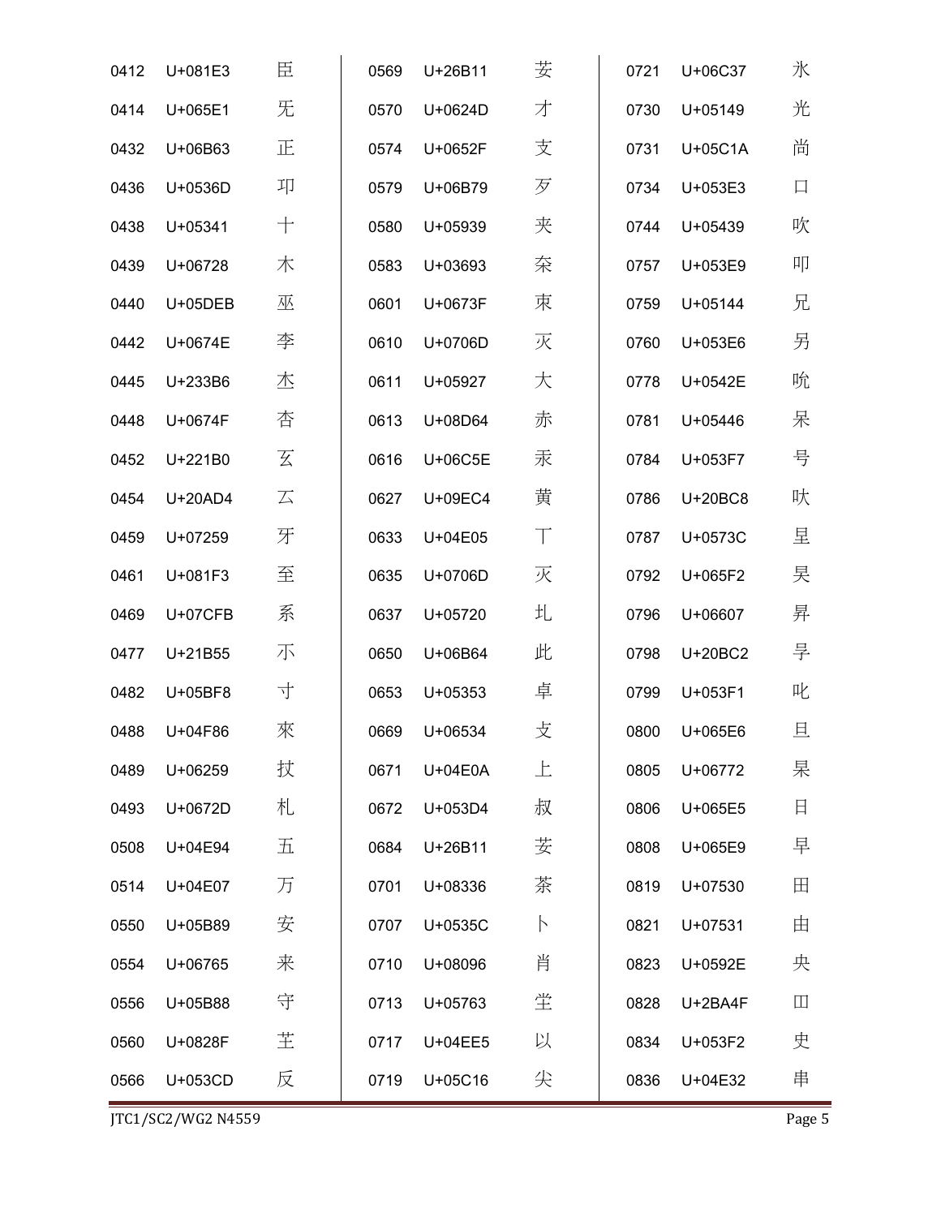| | | | | | | | | |
|---|---|---|---|---|---|---|---|---|
| 0412 | U+081E3 | 臣 | 0569 | U+26B11 | 𦬑 | 0721 | U+06C37 | 氷 |
| 0414 | U+065E1 | 旡 | 0570 | U+0624D | 才 | 0730 | U+05149 | 光 |
| 0432 | U+06B63 | 正 | 0574 | U+0652F | 支 | 0731 | U+05C1A | 尚 |
| 0436 | U+0536D | 卭 | 0579 | U+06B79 | 歹 | 0734 | U+053E3 | 口 |
| 0438 | U+05341 | 十 | 0580 | U+05939 | 夹 | 0744 | U+05439 | 吹 |
| 0439 | U+06728 | 木 | 0583 | U+03693 | 㚓 | 0757 | U+053E9 | 叩 |
| 0440 | U+05DEB | 巫 | 0601 | U+0673F | 朿 | 0759 | U+05144 | 兄 |
| 0442 | U+0674E | 李 | 0610 | U+0706D | 灭 | 0760 | U+053E6 | 另 |
| 0445 | U+233B6 | 𣎶 | 0611 | U+05927 | 大 | 0778 | U+0542E | 吮 |
| 0448 | U+0674F | 杏 | 0613 | U+08D64 | 赤 | 0781 | U+05446 | 呆 |
| 0452 | U+221B0 | 𢆰 | 0616 | U+06C5E | 汞 | 0784 | U+053F7 | 号 |
| 0454 | U+20AD4 | 𠫔 | 0627 | U+09EC4 | 黄 | 0786 | U+20BC8 | 𠯈 |
| 0459 | U+07259 | 牙 | 0633 | U+04E05 | 丅 | 0787 | U+0573C | 圼 |
| 0461 | U+081F3 | 至 | 0635 | U+0706D | 灭 | 0792 | U+065F2 | 旲 |
| 0469 | U+07CFB | 系 | 0637 | U+05720 | 圠 | 0796 | U+06607 | 昇 |
| 0477 | U+21B55 | 𡭕 | 0650 | U+06B64 | 此 | 0798 | U+20BC2 | 𠯂 |
| 0482 | U+05BF8 | 寸 | 0653 | U+05353 | 卓 | 0799 | U+053F1 | 叱 |
| 0488 | U+04F86 | 來 | 0669 | U+06534 | 攴 | 0800 | U+065E6 | 旦 |
| 0489 | U+06259 | 扙 | 0671 | U+04E0A | 上 | 0805 | U+06772 | 杲 |
| 0493 | U+0672D | 札 | 0672 | U+053D4 | 叔 | 0806 | U+065E5 | 日 |
| 0508 | U+04E94 | 五 | 0684 | U+26B11 | 𦬑 | 0808 | U+065E9 | 早 |
| 0514 | U+04E07 | 万 | 0701 | U+08336 | 茶 | 0819 | U+07530 | 田 |
| 0550 | U+05B89 | 安 | 0707 | U+0535C | 卜 | 0821 | U+07531 | 由 |
| 0554 | U+06765 | 来 | 0710 | U+08096 | 肖 | 0823 | U+0592E | 央 |
| 0556 | U+05B88 | 守 | 0713 | U+05763 | 坣 | 0828 | U+2BA4F | 𫩏 |
| 0560 | U+0828F | 芏 | 0717 | U+04EE5 | 以 | 0834 | U+053F2 | 史 |
| 0566 | U+053CD | 反 | 0719 | U+05C16 | 尖 | 0836 | U+04E32 | 串 |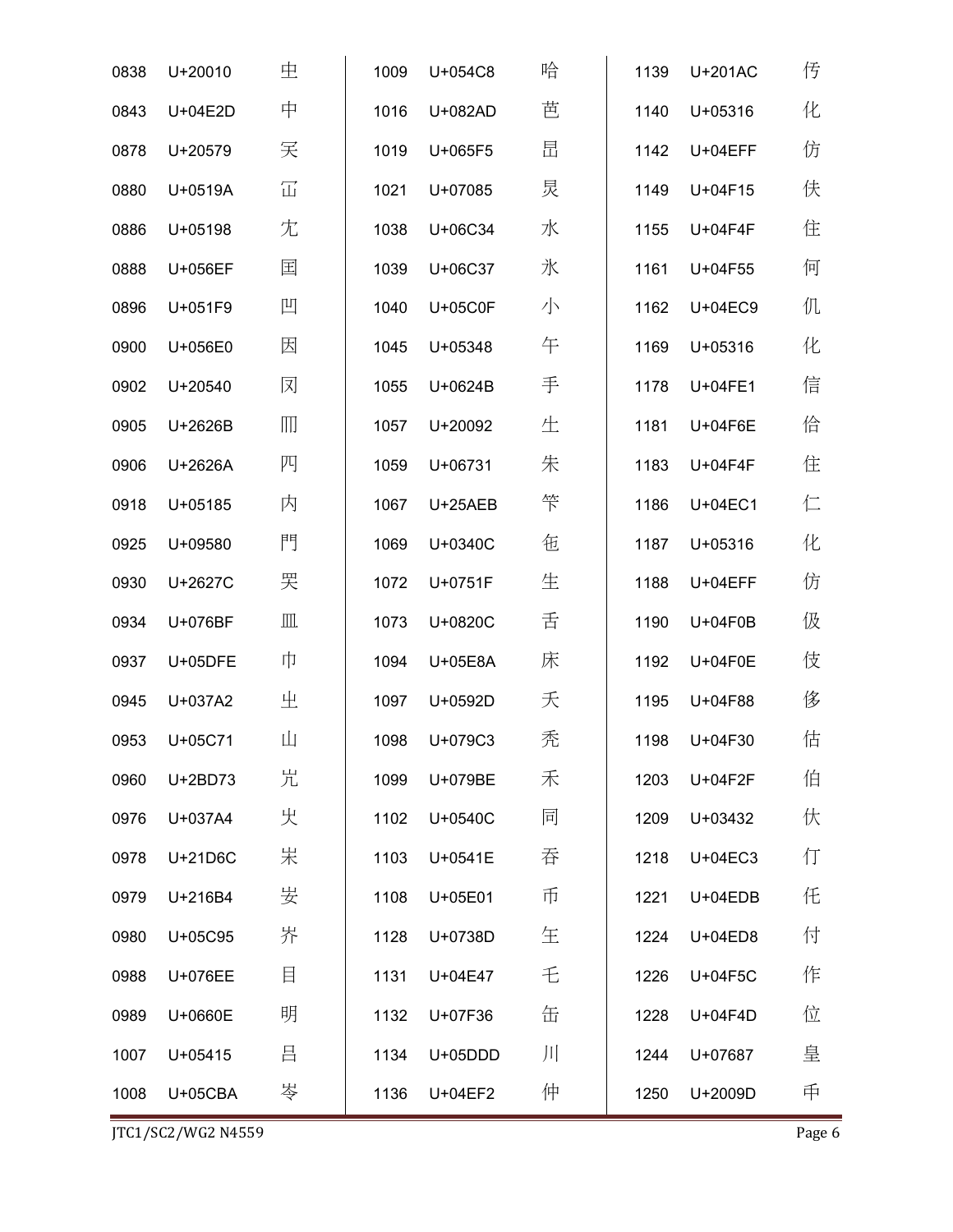| | | |
|---|---|---|
| 0838 | U+20010 | 𠀐 |
| 0843 | U+04E2D | 中 |
| 0878 | U+20579 | 𠕹 |
| 0880 | U+0519A | 冚 |
| 0886 | U+05198 | 冘 |
| 0888 | U+056EF | 国 |
| 0896 | U+051F9 | 凹 |
| 0900 | U+056E0 | 因 |
| 0902 | U+20540 | 𠕀 |
| 0905 | U+2626B | 𦉫 |
| 0906 | U+2626A | 𦉪 |
| 0918 | U+05185 | 内 |
| 0925 | U+09580 | 門 |
| 0930 | U+2627C | 𦉼 |
| 0934 | U+076BF | 皿 |
| 0937 | U+05DFE | 巾 |
| 0945 | U+037A2 | 㞢 |
| 0953 | U+05C71 | 山 |
| 0960 | U+2BD73 | 𫵳 |
| 0976 | U+037A4 | 㞤 |
| 0978 | U+21D6C | 𡵬 |
| 0979 | U+216B4 | 𡚴 |
| 0980 | U+05C95 | 岕 |
| 0988 | U+076EE | 目 |
| 0989 | U+0660E | 明 |
| 1007 | U+05415 | 吕 |
| 1008 | U+05CBA | 岺 |
| 1009 | U+054C8 | 哈 |
| 1016 | U+082AD | 芭 |
| 1019 | U+065F5 | 旵 |
| 1021 | U+07085 | 炅 |
| 1038 | U+06C34 | 水 |
| 1039 | U+06C37 | 氷 |
| 1040 | U+05C0F | 小 |
| 1045 | U+05348 | 午 |
| 1055 | U+0624B | 手 |
| 1057 | U+20092 | 𠂒 |
| 1059 | U+06731 | 朱 |
| 1067 | U+25AEB | 𥫫 |
| 1069 | U+0340C | 㐌 |
| 1072 | U+0751F | 生 |
| 1073 | U+0820C | 舌 |
| 1094 | U+05E8A | 床 |
| 1097 | U+0592D | 夭 |
| 1098 | U+079C3 | 秃 |
| 1099 | U+079BE | 禾 |
| 1102 | U+0540C | 同 |
| 1103 | U+0541E | 吞 |
| 1108 | U+05E01 | 币 |
| 1128 | U+0738D | 玍 |
| 1131 | U+04E47 | 乇 |
| 1132 | U+07F36 | 缶 |
| 1134 | U+05DDD | 川 |
| 1136 | U+04EF2 | 仲 |
| 1139 | U+201AC | 𠆬 |
| 1140 | U+05316 | 化 |
| 1142 | U+04EFF | 仿 |
| 1149 | U+04F15 | 伕 |
| 1155 | U+04F4F | 住 |
| 1161 | U+04F55 | 何 |
| 1162 | U+04EC9 | 仉 |
| 1169 | U+05316 | 化 |
| 1178 | U+04FE1 | 信 |
| 1181 | U+04F6E | 佮 |
| 1183 | U+04F4F | 住 |
| 1186 | U+04EC1 | 仁 |
| 1187 | U+05316 | 化 |
| 1188 | U+04EFF | 仿 |
| 1190 | U+04F0B | 伋 |
| 1192 | U+04F0E | 伎 |
| 1195 | U+04F88 | 侈 |
| 1198 | U+04F30 | 估 |
| 1203 | U+04F2F | 伯 |
| 1209 | U+03432 | 㐲 |
| 1218 | U+04EC3 | 仃 |
| 1221 | U+04EDB | 仛 |
| 1224 | U+04ED8 | 付 |
| 1226 | U+04F5C | 作 |
| 1228 | U+04F4D | 位 |
| 1244 | U+07687 | 皇 |
| 1250 | U+2009D | 𠂝 |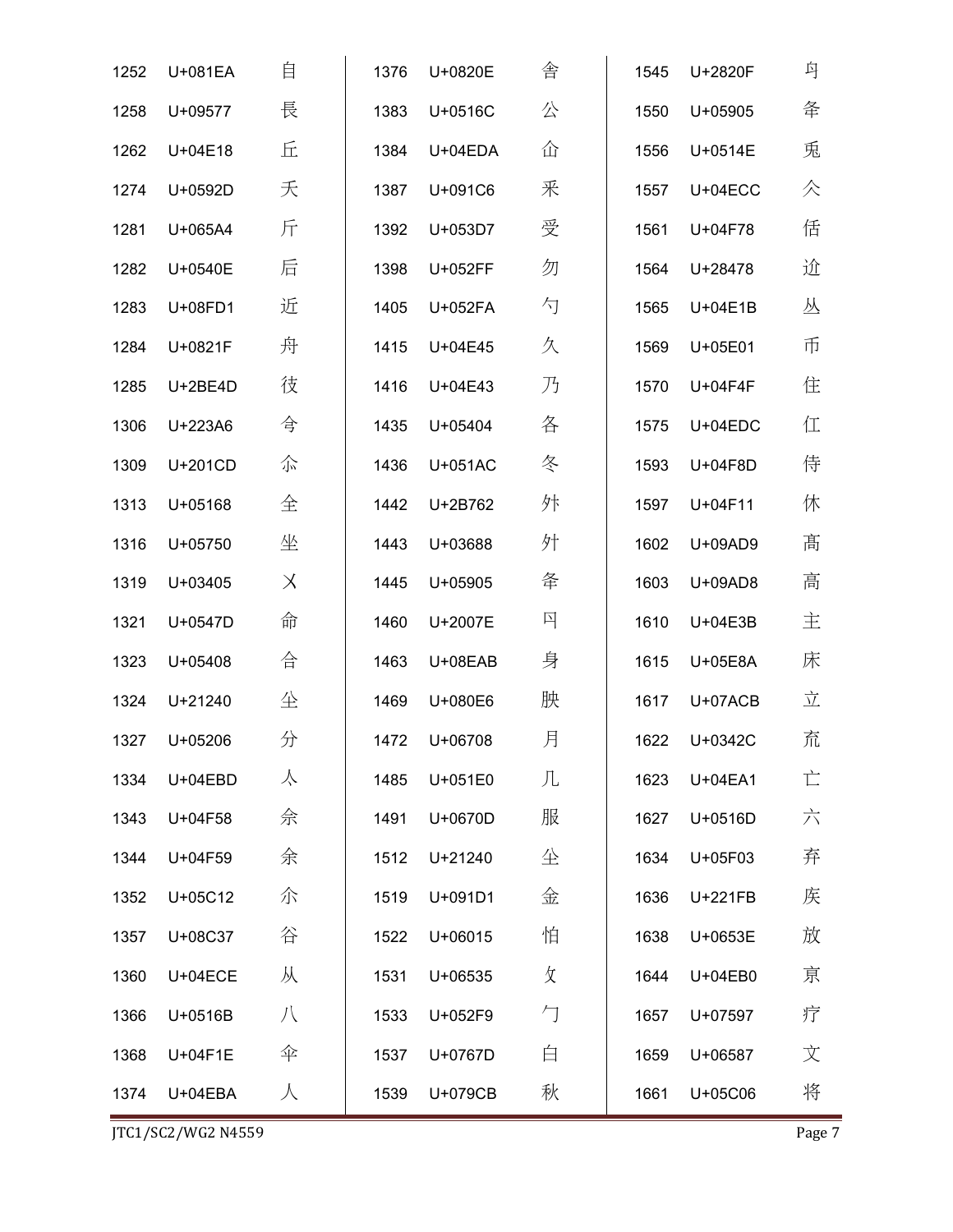| | | |
|---|---|---|
| 1252 | U+081EA | 自 |
| 1258 | U+09577 | 長 |
| 1262 | U+04E18 | 丘 |
| 1274 | U+0592D | 夭 |
| 1281 | U+065A4 | 斤 |
| 1282 | U+0540E | 后 |
| 1283 | U+08FD1 | 近 |
| 1284 | U+0821F | 舟 |
| 1285 | U+2BE4D | 彸 |
| 1306 | U+223A6 | 令 |
| 1309 | U+201CD | 尒 |
| 1313 | U+05168 | 全 |
| 1316 | U+05750 | 坐 |
| 1319 | U+03405 | 㐅 |
| 1321 | U+0547D | 命 |
| 1323 | U+05408 | 合 |
| 1324 | U+21240 | 㞯 |
| 1327 | U+05206 | 分 |
| 1334 | U+04EBD | 亽 |
| 1343 | U+04F58 | 佘 |
| 1344 | U+04F59 | 余 |
| 1352 | U+05C12 | 尒 |
| 1357 | U+08C37 | 谷 |
| 1360 | U+04ECE | 从 |
| 1366 | U+0516B | 八 |
| 1368 | U+04F1E | 伞 |
| 1374 | U+04EBA | 人 |
| 1376 | U+0820E | 舎 |
| 1383 | U+0516C | 公 |
| 1384 | U+04EDA | 仚 |
| 1387 | U+091C6 | 釆 |
| 1392 | U+053D7 | 受 |
| 1398 | U+052FF | 勿 |
| 1405 | U+052FA | 勺 |
| 1415 | U+04E45 | 久 |
| 1416 | U+04E43 | 乃 |
| 1435 | U+05404 | 各 |
| 1436 | U+051AC | 冬 |
| 1442 | U+2B762 | 外 |
| 1443 | U+03688 | 外 |
| 1445 | U+05905 | 夅 |
| 1460 | U+2007E | 𠁾 |
| 1463 | U+08EAB | 身 |
| 1469 | U+080E6 | 胦 |
| 1472 | U+06708 | 月 |
| 1485 | U+051E0 | 几 |
| 1491 | U+0670D | 服 |
| 1512 | U+21240 | 㞯 |
| 1519 | U+091D1 | 金 |
| 1522 | U+06015 | 怕 |
| 1531 | U+06535 | 攵 |
| 1533 | U+052F9 | 勹 |
| 1537 | U+0767D | 白 |
| 1539 | U+079CB | 秋 |
| 1545 | U+2820F | 𨈏 |
| 1550 | U+05905 | 夅 |
| 1556 | U+0514E | 兎 |
| 1557 | U+04ECC | 仌 |
| 1561 | U+04F78 | 佸 |
| 1564 | U+28478 | 迲 |
| 1565 | U+04E1B | 丛 |
| 1569 | U+05E01 | 币 |
| 1570 | U+04F4F | 住 |
| 1575 | U+04EDC | 仜 |
| 1593 | U+04F8D | 侍 |
| 1597 | U+04F11 | 休 |
| 1602 | U+09AD9 | 髙 |
| 1603 | U+09AD8 | 高 |
| 1610 | U+04E3B | 主 |
| 1615 | U+05E8A | 床 |
| 1617 | U+07ACB | 立 |
| 1622 | U+0342C | 㐬 |
| 1623 | U+04EA1 | 亡 |
| 1627 | U+0516D | 六 |
| 1634 | U+05F03 | 弃 |
| 1636 | U+221FB | 疾 |
| 1638 | U+0653E | 放 |
| 1644 | U+04EB0 | 京 |
| 1657 | U+07597 | 疗 |
| 1659 | U+06587 | 文 |
| 1661 | U+05C06 | 将 |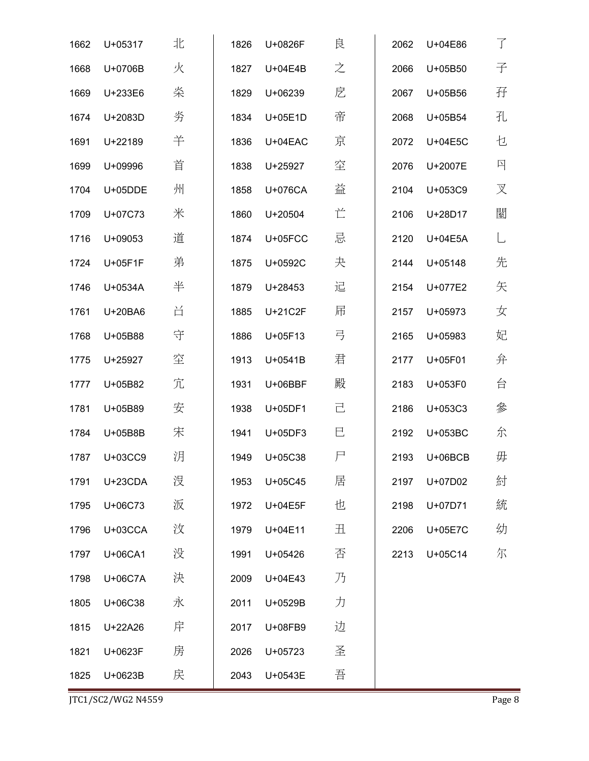| | | | | | | | | |
|---|---|---|---|---|---|---|---|---|
| 1662 | U+05317 | 北 | 1826 | U+0826F | 良 | 2062 | U+04E86 | 了 |
| 1668 | U+0706B | 火 | 1827 | U+04E4B | 之 | 2066 | U+05B50 | 子 |
| 1669 | U+233E6 | 𣏦 | 1829 | U+06239 | 戹 | 2067 | U+05B56 | 孖 |
| 1674 | U+2083D | 𠠽 | 1834 | U+05E1D | 帝 | 2068 | U+05B54 | 孔 |
| 1691 | U+22189 | 𢆉 | 1836 | U+04EAC | 京 | 2072 | U+04E5C | 乜 |
| 1699 | U+09996 | 首 | 1838 | U+25927 | 𥤧 | 2076 | U+2007E | 𠁾 |
| 1704 | U+05DDE | 州 | 1858 | U+076CA | 益 | 2104 | U+053C9 | 叉 |
| 1709 | U+07C73 | 米 | 1860 | U+20504 | 𠔄 | 2106 | U+28D17 | 𨴗 |
| 1716 | U+09053 | 道 | 1874 | U+05FCC | 忌 | 2120 | U+04E5A | 乚 |
| 1724 | U+05F1F | 弟 | 1875 | U+0592C | 夬 | 2144 | U+05148 | 先 |
| 1746 | U+0534A | 半 | 1879 | U+28453 | 𨑓 | 2154 | U+077E2 | 矢 |
| 1761 | U+20BA6 | 𠮦 | 1885 | U+21C2F | 𡰯 | 2157 | U+05973 | 女 |
| 1768 | U+05B88 | 守 | 1886 | U+05F13 | 弓 | 2165 | U+05983 | 妃 |
| 1775 | U+25927 | 𥤧 | 1913 | U+0541B | 君 | 2177 | U+05F01 | 弁 |
| 1777 | U+05B82 | 宂 | 1931 | U+06BBF | 殿 | 2183 | U+053F0 | 台 |
| 1781 | U+05B89 | 安 | 1938 | U+05DF1 | 己 | 2186 | U+053C3 | 參 |
| 1784 | U+05B8B | 宋 | 1941 | U+05DF3 | 巳 | 2192 | U+053BC | 厼 |
| 1787 | U+03CC9 | 㳉 | 1949 | U+05C38 | 尸 | 2193 | U+06BCB | 毋 |
| 1791 | U+23CDA | 𣳚 | 1953 | U+05C45 | 居 | 2197 | U+07D02 | 紂 |
| 1795 | U+06C73 | 汳 | 1972 | U+04E5F | 也 | 2198 | U+07D71 | 統 |
| 1796 | U+03CCA | 㳊 | 1979 | U+04E11 | 丑 | 2206 | U+05E7C | 幼 |
| 1797 | U+06CA1 | 没 | 1991 | U+05426 | 否 | 2213 | U+05C14 | 尔 |
| 1798 | U+06C7A | 決 | 2009 | U+04E43 | 乃 | | | |
| 1805 | U+06C38 | 永 | 2011 | U+0529B | 力 | | | |
| 1815 | U+22A26 | 𢨦 | 2017 | U+08FB9 | 边 | | | |
| 1821 | U+0623F | 房 | 2026 | U+05723 | 圣 | | | |
| 1825 | U+0623B | 戻 | 2043 | U+0543E | 吾 | | | |